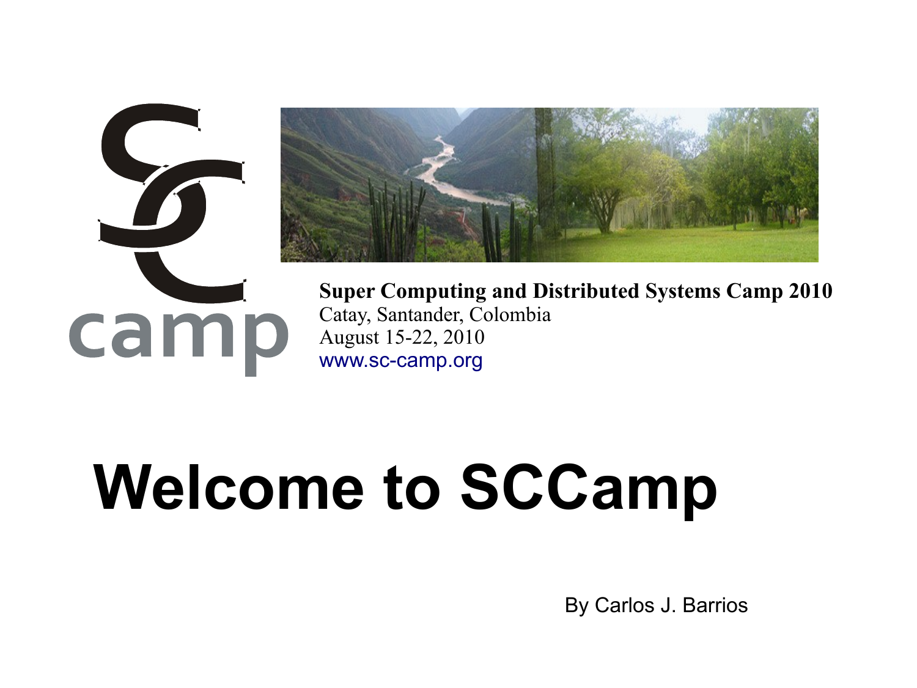SC camp

**Super Computing and Distributed Systems Camp 2010**
Catay, Santander, Colombia
August 15-22, 2010
www.sc-camp.org

# Welcome to SCCamp

By Carlos J. Barrios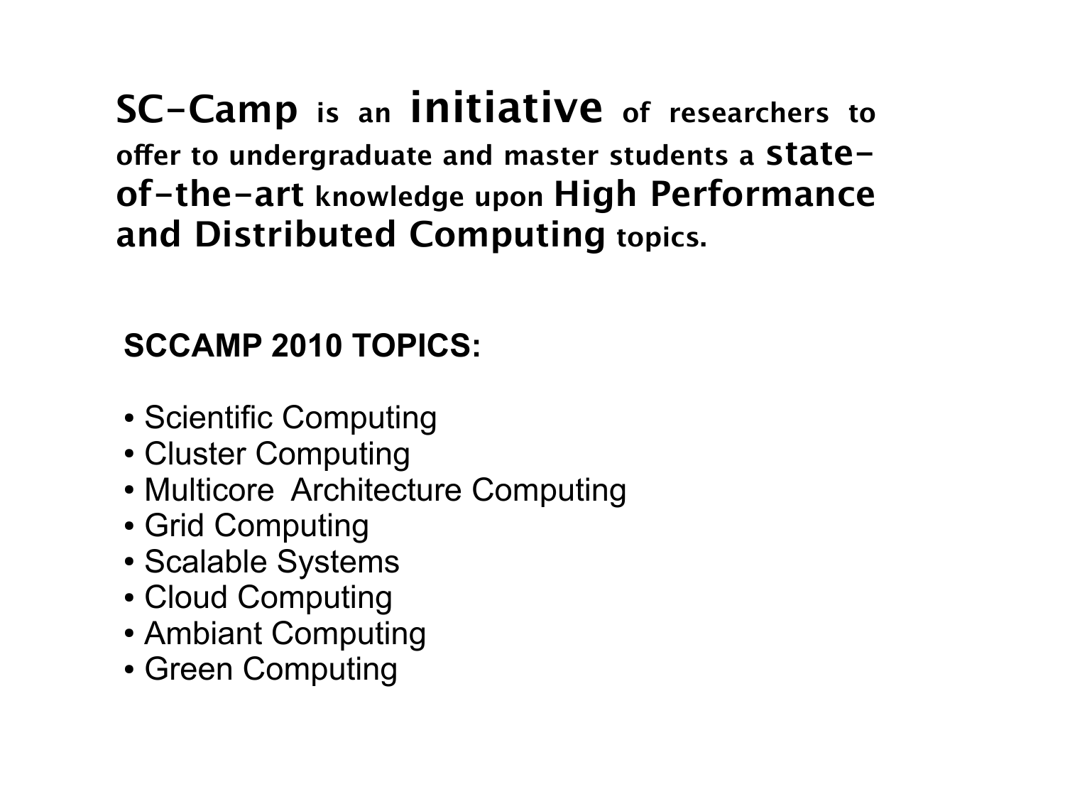**SC-Camp** is an **initiative** of researchers to offer to undergraduate and master students a **state-of-the-art** knowledge upon **High Performance and Distributed Computing** topics.

## SCCAMP 2010 TOPICS:

- Scientific Computing
- Cluster Computing
- Multicore Architecture Computing
- Grid Computing
- Scalable Systems
- Cloud Computing
- Ambiant Computing
- Green Computing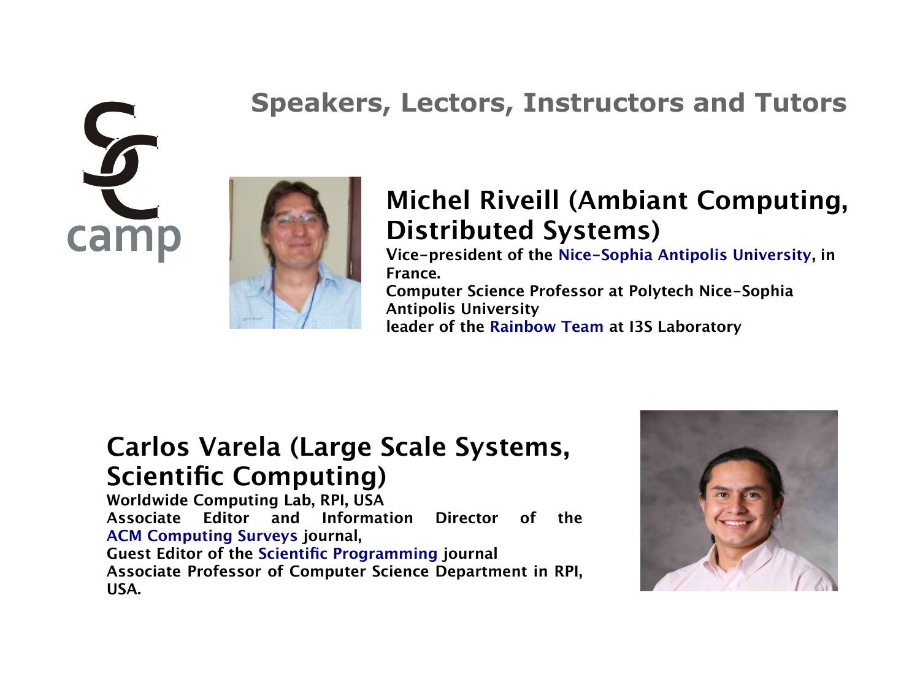## Speakers, Lectors, Instructors and Tutors

### Michel Riveill (Ambiant Computing, Distributed Systems)

**Vice-president of the Nice-Sophia Antipolis University, in France.**
**Computer Science Professor at Polytech Nice-Sophia Antipolis University**
**leader of the Rainbow Team at I3S Laboratory**

### Carlos Varela (Large Scale Systems, Scientific Computing)

**Worldwide Computing Lab, RPI, USA**
**Associate Editor and Information Director of the ACM Computing Surveys journal,**
**Guest Editor of the Scientific Programming journal**
**Associate Professor of Computer Science Department in RPI, USA.**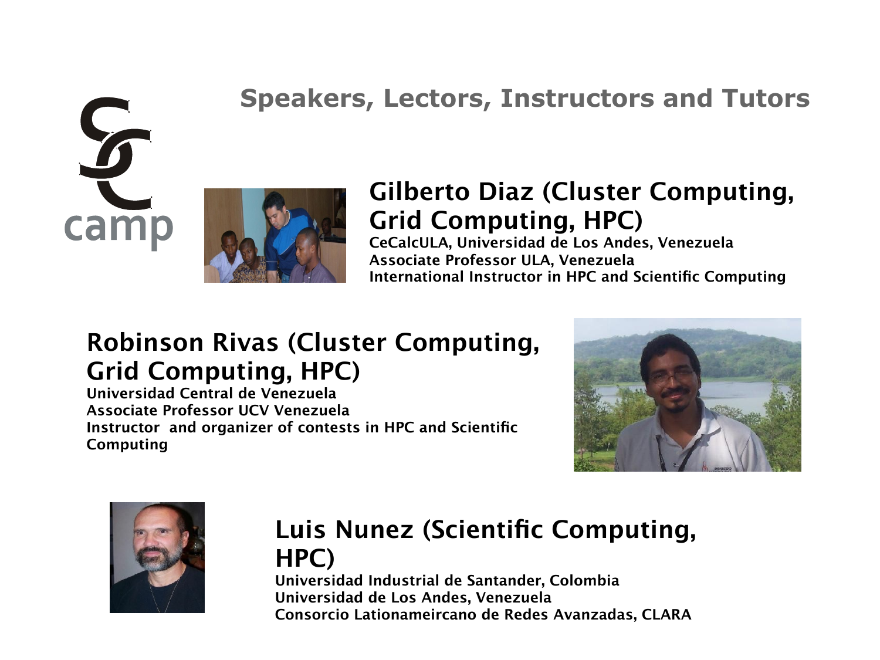## Speakers, Lectors, Instructors and Tutors

### Gilberto Diaz (Cluster Computing, Grid Computing, HPC)

**CeCalcULA, Universidad de Los Andes, Venezuela**
**Associate Professor ULA, Venezuela**
**International Instructor in HPC and Scientific Computing**

### Robinson Rivas (Cluster Computing, Grid Computing, HPC)

**Universidad Central de Venezuela**
**Associate Professor UCV Venezuela**
**Instructor and organizer of contests in HPC and Scientific Computing**

### Luis Nunez (Scientific Computing, HPC)

**Universidad Industrial de Santander, Colombia**
**Universidad de Los Andes, Venezuela**
**Consorcio Lationameircano de Redes Avanzadas, CLARA**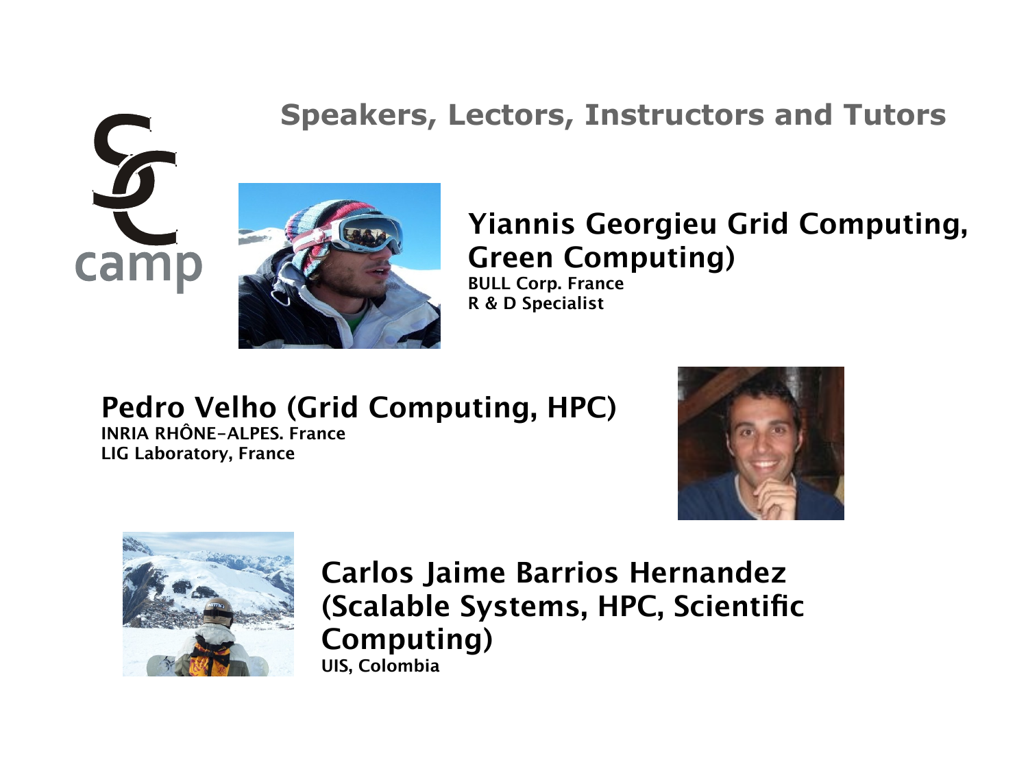## Speakers, Lectors, Instructors and Tutors

**Yiannis Georgieu Grid Computing, Green Computing)**
**BULL Corp. France**
**R & D Specialist**

**Pedro Velho (Grid Computing, HPC)**
**INRIA RHÔNE-ALPES. France**
**LIG Laboratory, France**

**Carlos Jaime Barrios Hernandez (Scalable Systems, HPC, Scientific Computing)**
**UIS, Colombia**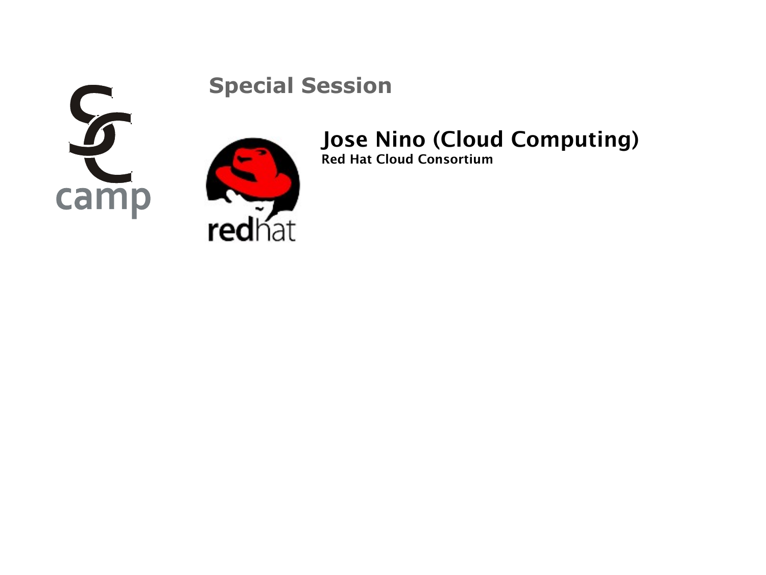## Special Session

### Jose Nino (Cloud Computing)

**Red Hat Cloud Consortium**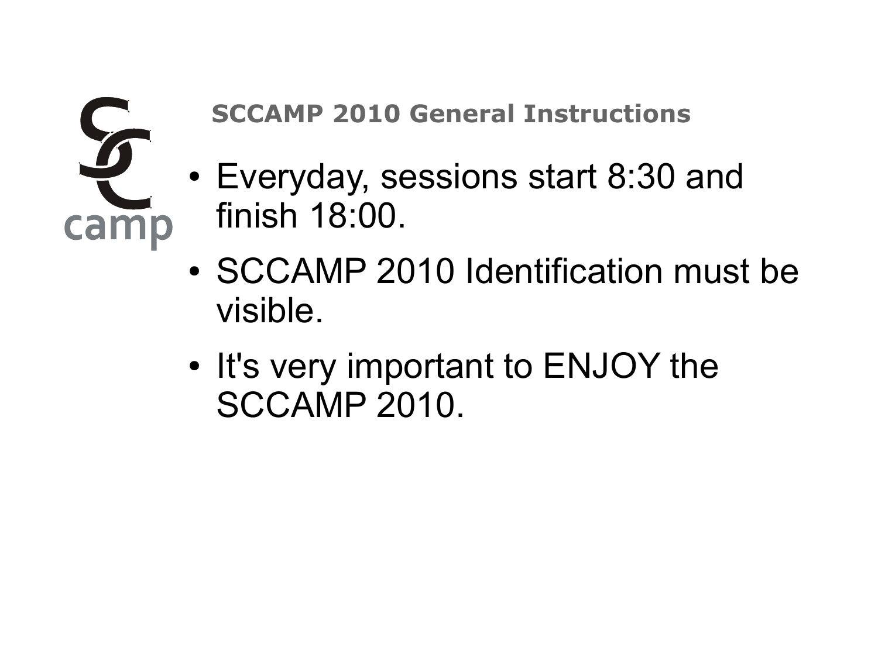## SCCAMP 2010 General Instructions

- Everyday, sessions start 8:30 and finish 18:00.
- SCCAMP 2010 Identification must be visible.
- It's very important to ENJOY the SCCAMP 2010.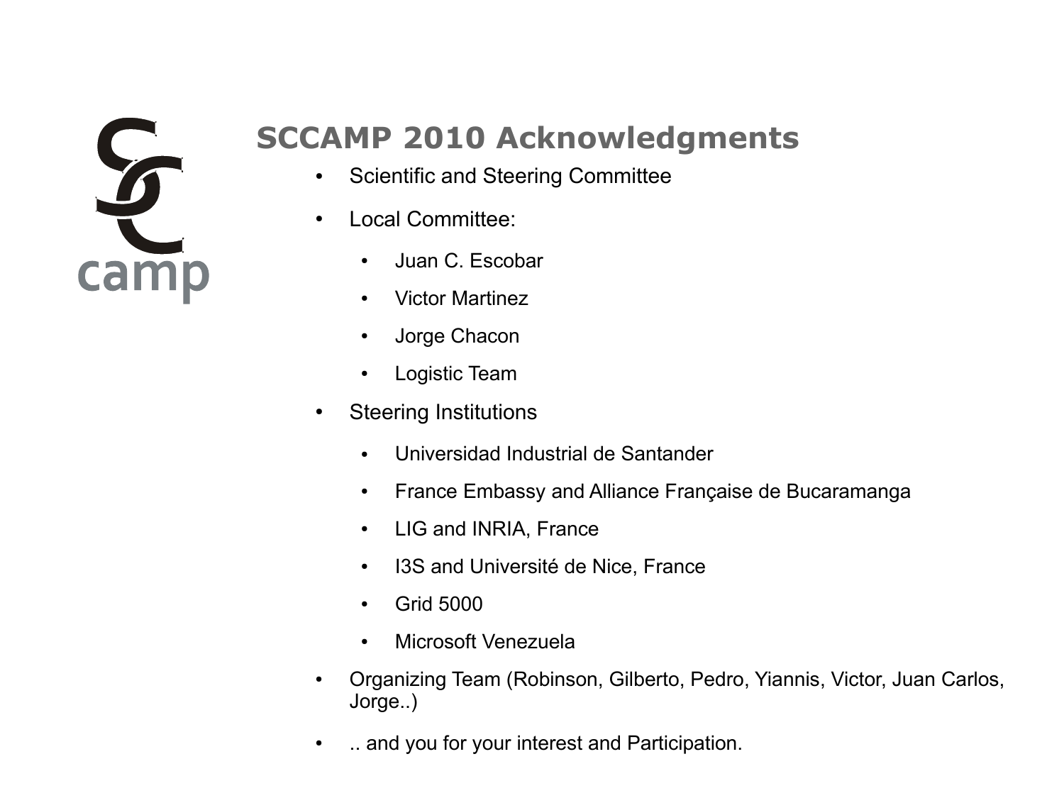## SCCAMP 2010 Acknowledgments

- Scientific and Steering Committee
- Local Committee:
  - Juan C. Escobar
  - Victor Martinez
  - Jorge Chacon
  - Logistic Team
- Steering Institutions
  - Universidad Industrial de Santander
  - France Embassy and Alliance Française de Bucaramanga
  - LIG and INRIA, France
  - I3S and Université de Nice, France
  - Grid 5000
  - Microsoft Venezuela
- Organizing Team (Robinson, Gilberto, Pedro, Yiannis, Victor, Juan Carlos, Jorge..)
- .. and you for your interest and Participation.